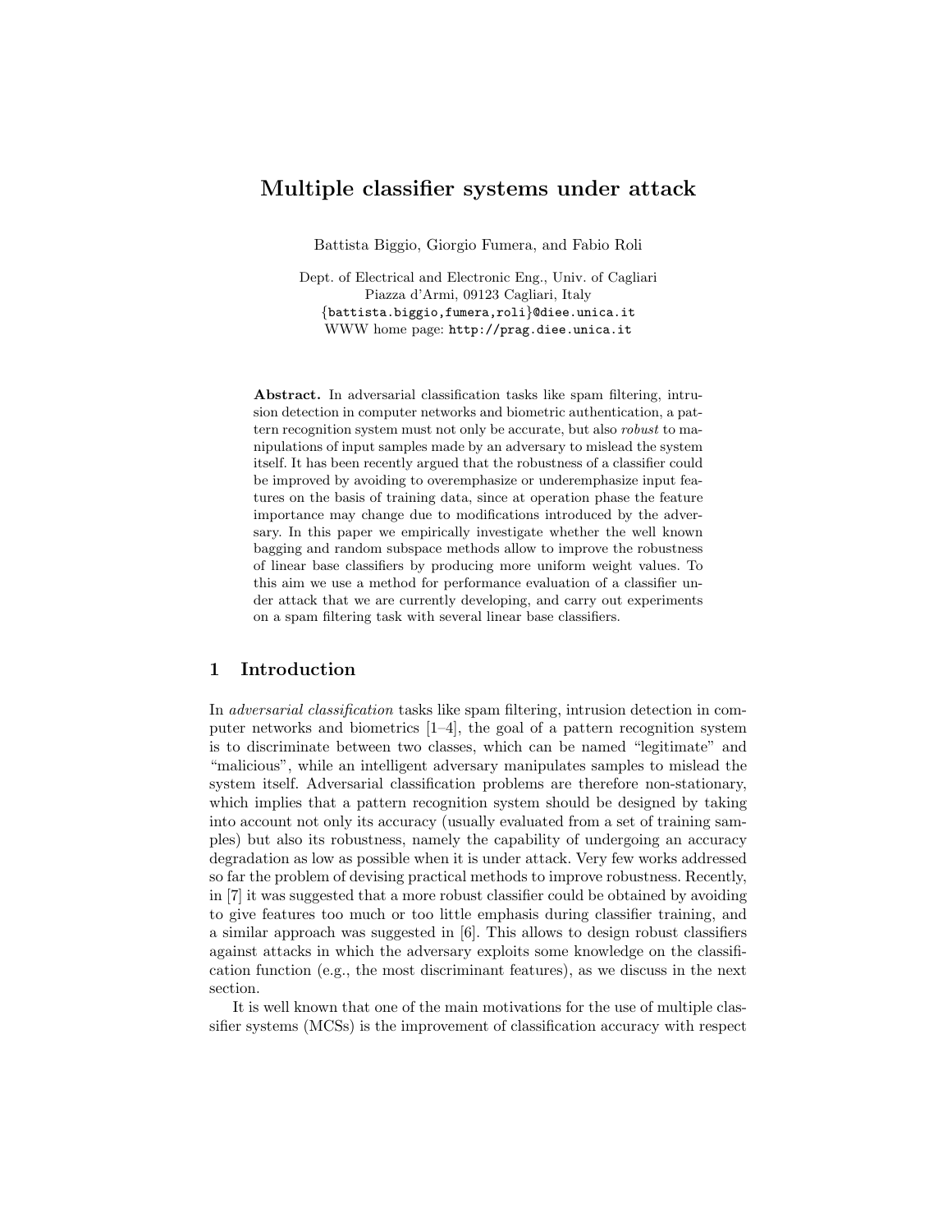# Multiple classifier systems under attack

Battista Biggio, Giorgio Fumera, and Fabio Roli

Dept. of Electrical and Electronic Eng., Univ. of Cagliari
Piazza d'Armi, 09123 Cagliari, Italy
{battista.biggio,fumera,roli}@diee.unica.it
WWW home page: http://prag.diee.unica.it

**Abstract.** In adversarial classification tasks like spam filtering, intrusion detection in computer networks and biometric authentication, a pattern recognition system must not only be accurate, but also *robust* to manipulations of input samples made by an adversary to mislead the system itself. It has been recently argued that the robustness of a classifier could be improved by avoiding to overemphasize or underemphasize input features on the basis of training data, since at operation phase the feature importance may change due to modifications introduced by the adversary. In this paper we empirically investigate whether the well known bagging and random subspace methods allow to improve the robustness of linear base classifiers by producing more uniform weight values. To this aim we use a method for performance evaluation of a classifier under attack that we are currently developing, and carry out experiments on a spam filtering task with several linear base classifiers.

## 1 Introduction

In *adversarial classification* tasks like spam filtering, intrusion detection in computer networks and biometrics [1–4], the goal of a pattern recognition system is to discriminate between two classes, which can be named "legitimate" and "malicious", while an intelligent adversary manipulates samples to mislead the system itself. Adversarial classification problems are therefore non-stationary, which implies that a pattern recognition system should be designed by taking into account not only its accuracy (usually evaluated from a set of training samples) but also its robustness, namely the capability of undergoing an accuracy degradation as low as possible when it is under attack. Very few works addressed so far the problem of devising practical methods to improve robustness. Recently, in [7] it was suggested that a more robust classifier could be obtained by avoiding to give features too much or too little emphasis during classifier training, and a similar approach was suggested in [6]. This allows to design robust classifiers against attacks in which the adversary exploits some knowledge on the classification function (e.g., the most discriminant features), as we discuss in the next section.

It is well known that one of the main motivations for the use of multiple classifier systems (MCSs) is the improvement of classification accuracy with respect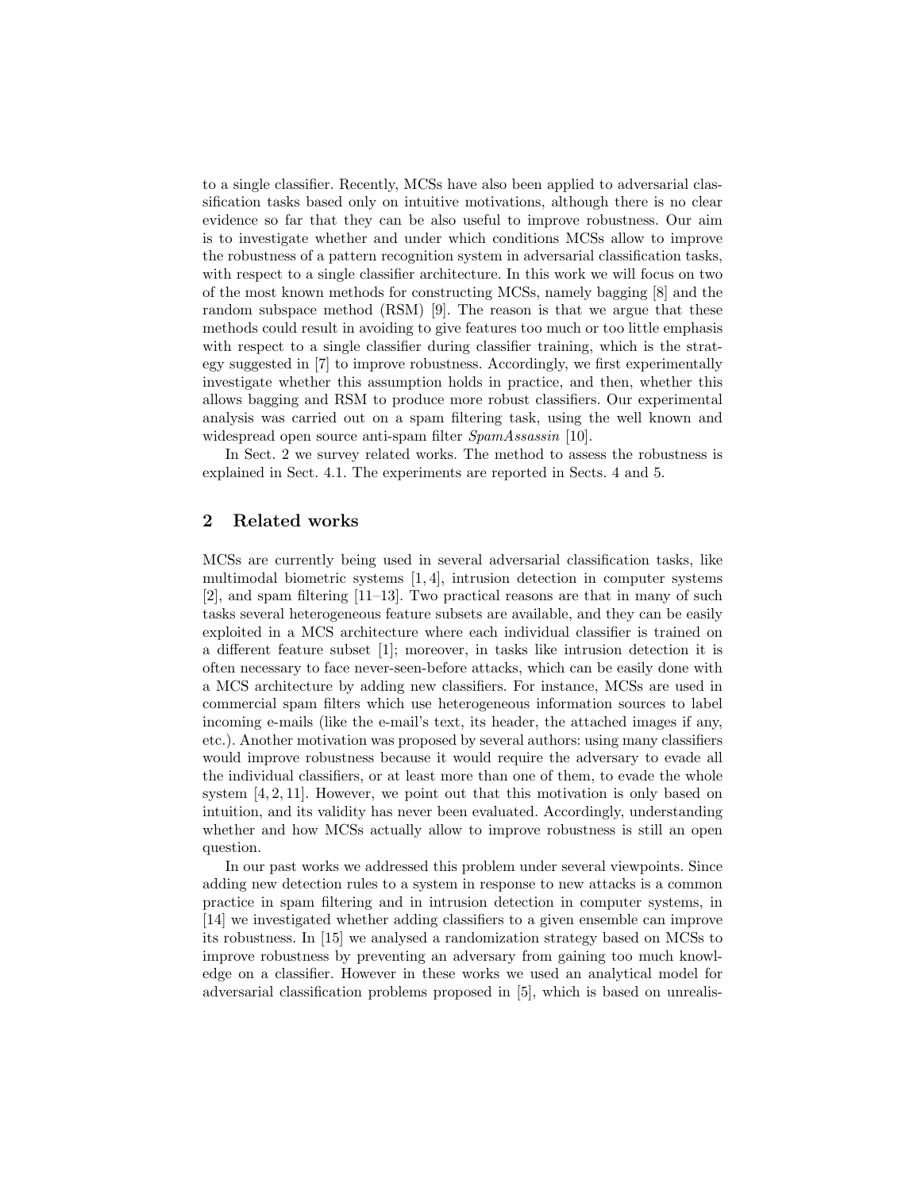to a single classifier. Recently, MCSs have also been applied to adversarial classification tasks based only on intuitive motivations, although there is no clear evidence so far that they can be also useful to improve robustness. Our aim is to investigate whether and under which conditions MCSs allow to improve the robustness of a pattern recognition system in adversarial classification tasks, with respect to a single classifier architecture. In this work we will focus on two of the most known methods for constructing MCSs, namely bagging [8] and the random subspace method (RSM) [9]. The reason is that we argue that these methods could result in avoiding to give features too much or too little emphasis with respect to a single classifier during classifier training, which is the strategy suggested in [7] to improve robustness. Accordingly, we first experimentally investigate whether this assumption holds in practice, and then, whether this allows bagging and RSM to produce more robust classifiers. Our experimental analysis was carried out on a spam filtering task, using the well known and widespread open source anti-spam filter *SpamAssassin* [10].

In Sect. 2 we survey related works. The method to assess the robustness is explained in Sect. 4.1. The experiments are reported in Sects. 4 and 5.

## 2 Related works

MCSs are currently being used in several adversarial classification tasks, like multimodal biometric systems [1, 4], intrusion detection in computer systems [2], and spam filtering [11–13]. Two practical reasons are that in many of such tasks several heterogeneous feature subsets are available, and they can be easily exploited in a MCS architecture where each individual classifier is trained on a different feature subset [1]; moreover, in tasks like intrusion detection it is often necessary to face never-seen-before attacks, which can be easily done with a MCS architecture by adding new classifiers. For instance, MCSs are used in commercial spam filters which use heterogeneous information sources to label incoming e-mails (like the e-mail's text, its header, the attached images if any, etc.). Another motivation was proposed by several authors: using many classifiers would improve robustness because it would require the adversary to evade all the individual classifiers, or at least more than one of them, to evade the whole system [4, 2, 11]. However, we point out that this motivation is only based on intuition, and its validity has never been evaluated. Accordingly, understanding whether and how MCSs actually allow to improve robustness is still an open question.

In our past works we addressed this problem under several viewpoints. Since adding new detection rules to a system in response to new attacks is a common practice in spam filtering and in intrusion detection in computer systems, in [14] we investigated whether adding classifiers to a given ensemble can improve its robustness. In [15] we analysed a randomization strategy based on MCSs to improve robustness by preventing an adversary from gaining too much knowledge on a classifier. However in these works we used an analytical model for adversarial classification problems proposed in [5], which is based on unrealis-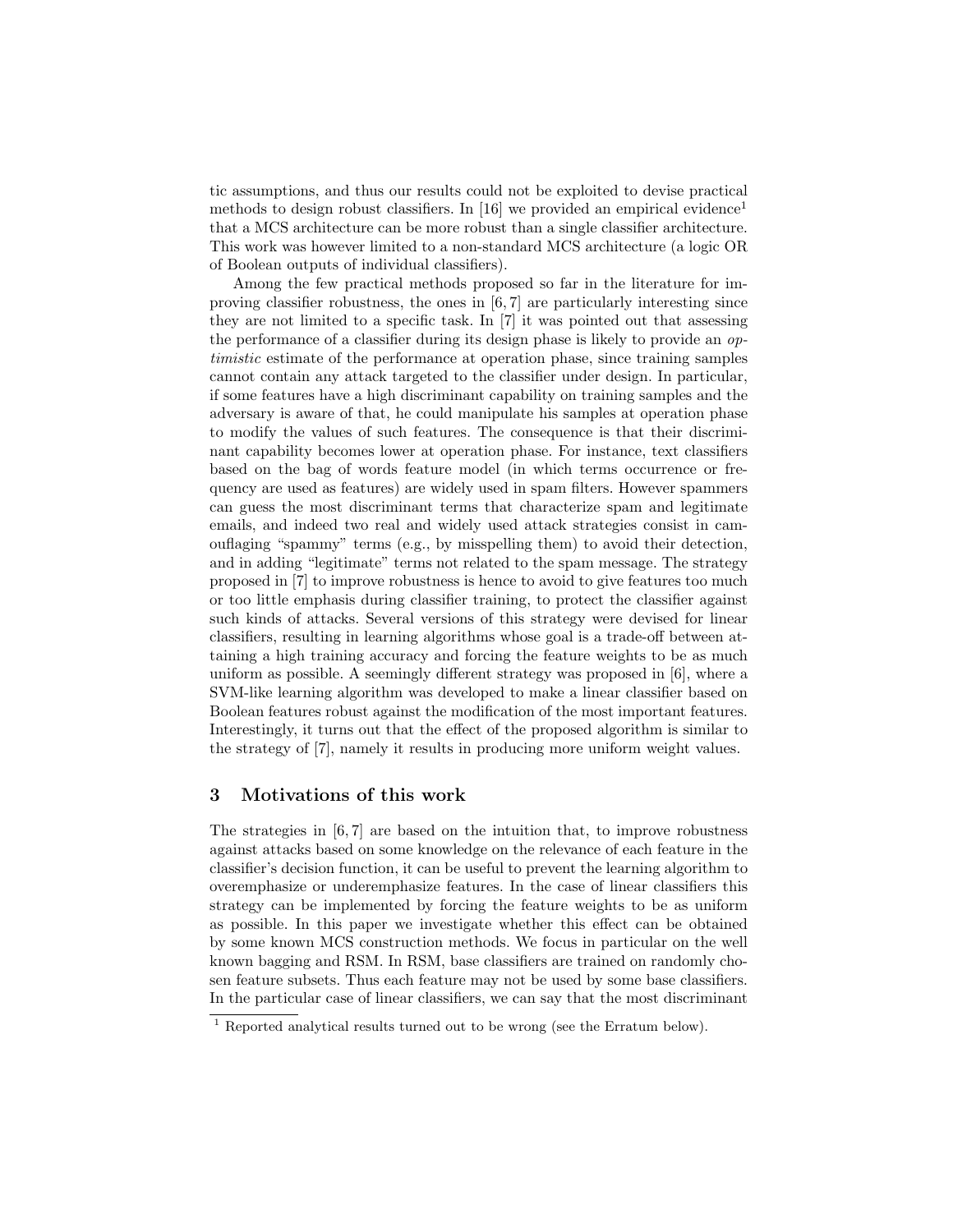tic assumptions, and thus our results could not be exploited to devise practical methods to design robust classifiers. In [16] we provided an empirical evidence[1] that a MCS architecture can be more robust than a single classifier architecture. This work was however limited to a non-standard MCS architecture (a logic OR of Boolean outputs of individual classifiers).

Among the few practical methods proposed so far in the literature for improving classifier robustness, the ones in [6, 7] are particularly interesting since they are not limited to a specific task. In [7] it was pointed out that assessing the performance of a classifier during its design phase is likely to provide an *optimistic* estimate of the performance at operation phase, since training samples cannot contain any attack targeted to the classifier under design. In particular, if some features have a high discriminant capability on training samples and the adversary is aware of that, he could manipulate his samples at operation phase to modify the values of such features. The consequence is that their discriminant capability becomes lower at operation phase. For instance, text classifiers based on the bag of words feature model (in which terms occurrence or frequency are used as features) are widely used in spam filters. However spammers can guess the most discriminant terms that characterize spam and legitimate emails, and indeed two real and widely used attack strategies consist in camouflaging "spammy" terms (e.g., by misspelling them) to avoid their detection, and in adding "legitimate" terms not related to the spam message. The strategy proposed in [7] to improve robustness is hence to avoid to give features too much or too little emphasis during classifier training, to protect the classifier against such kinds of attacks. Several versions of this strategy were devised for linear classifiers, resulting in learning algorithms whose goal is a trade-off between attaining a high training accuracy and forcing the feature weights to be as much uniform as possible. A seemingly different strategy was proposed in [6], where a SVM-like learning algorithm was developed to make a linear classifier based on Boolean features robust against the modification of the most important features. Interestingly, it turns out that the effect of the proposed algorithm is similar to the strategy of [7], namely it results in producing more uniform weight values.

## 3 Motivations of this work

The strategies in [6, 7] are based on the intuition that, to improve robustness against attacks based on some knowledge on the relevance of each feature in the classifier's decision function, it can be useful to prevent the learning algorithm to overemphasize or underemphasize features. In the case of linear classifiers this strategy can be implemented by forcing the feature weights to be as uniform as possible. In this paper we investigate whether this effect can be obtained by some known MCS construction methods. We focus in particular on the well known bagging and RSM. In RSM, base classifiers are trained on randomly chosen feature subsets. Thus each feature may not be used by some base classifiers. In the particular case of linear classifiers, we can say that the most discriminant

[1] Reported analytical results turned out to be wrong (see the Erratum below).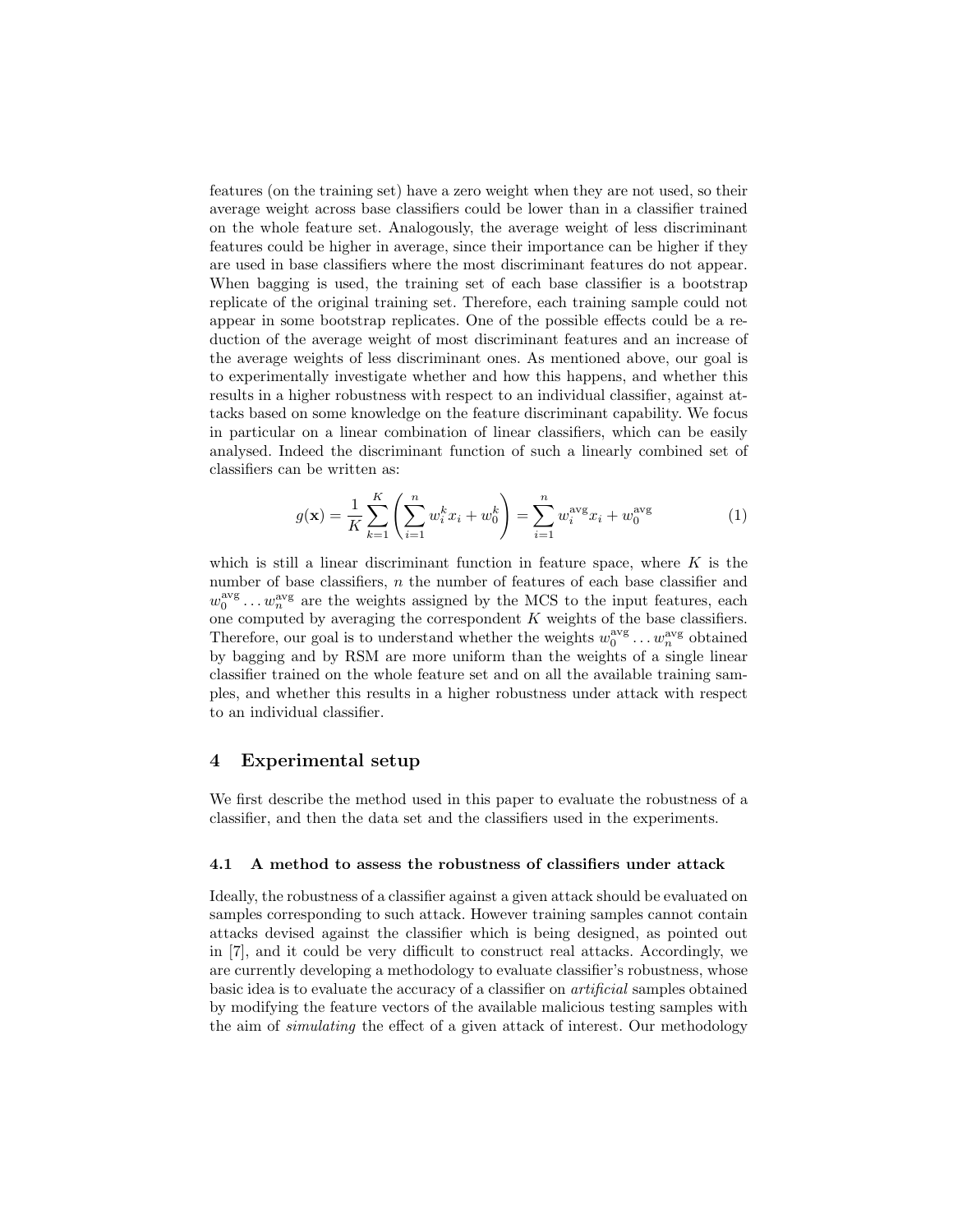features (on the training set) have a zero weight when they are not used, so their average weight across base classifiers could be lower than in a classifier trained on the whole feature set. Analogously, the average weight of less discriminant features could be higher in average, since their importance can be higher if they are used in base classifiers where the most discriminant features do not appear. When bagging is used, the training set of each base classifier is a bootstrap replicate of the original training set. Therefore, each training sample could not appear in some bootstrap replicates. One of the possible effects could be a reduction of the average weight of most discriminant features and an increase of the average weights of less discriminant ones. As mentioned above, our goal is to experimentally investigate whether and how this happens, and whether this results in a higher robustness with respect to an individual classifier, against attacks based on some knowledge on the feature discriminant capability. We focus in particular on a linear combination of linear classifiers, which can be easily analysed. Indeed the discriminant function of such a linearly combined set of classifiers can be written as:

$$g(\mathbf{x}) = \frac{1}{K}\sum_{k=1}^{K}\left(\sum_{i=1}^{n} w_i^k x_i + w_0^k\right) = \sum_{i=1}^{n} w_i^{\text{avg}} x_i + w_0^{\text{avg}} \tag{1}$$

which is still a linear discriminant function in feature space, where $K$ is the number of base classifiers, $n$ the number of features of each base classifier and $w_0^{\text{avg}} \ldots w_n^{\text{avg}}$ are the weights assigned by the MCS to the input features, each one computed by averaging the correspondent $K$ weights of the base classifiers. Therefore, our goal is to understand whether the weights $w_0^{\text{avg}} \ldots w_n^{\text{avg}}$ obtained by bagging and by RSM are more uniform than the weights of a single linear classifier trained on the whole feature set and on all the available training samples, and whether this results in a higher robustness under attack with respect to an individual classifier.

## 4 Experimental setup

We first describe the method used in this paper to evaluate the robustness of a classifier, and then the data set and the classifiers used in the experiments.

### 4.1 A method to assess the robustness of classifiers under attack

Ideally, the robustness of a classifier against a given attack should be evaluated on samples corresponding to such attack. However training samples cannot contain attacks devised against the classifier which is being designed, as pointed out in [7], and it could be very difficult to construct real attacks. Accordingly, we are currently developing a methodology to evaluate classifier's robustness, whose basic idea is to evaluate the accuracy of a classifier on *artificial* samples obtained by modifying the feature vectors of the available malicious testing samples with the aim of *simulating* the effect of a given attack of interest. Our methodology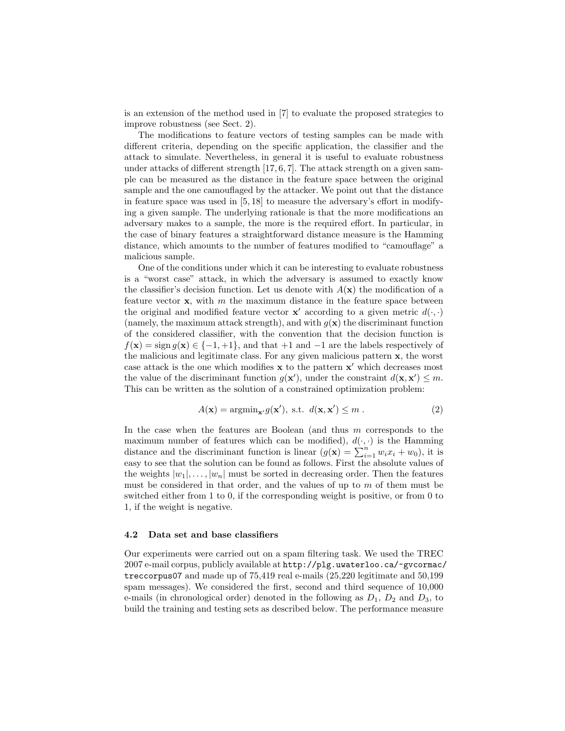is an extension of the method used in [7] to evaluate the proposed strategies to improve robustness (see Sect. 2).

The modifications to feature vectors of testing samples can be made with different criteria, depending on the specific application, the classifier and the attack to simulate. Nevertheless, in general it is useful to evaluate robustness under attacks of different strength [17, 6, 7]. The attack strength on a given sample can be measured as the distance in the feature space between the original sample and the one camouflaged by the attacker. We point out that the distance in feature space was used in [5, 18] to measure the adversary's effort in modifying a given sample. The underlying rationale is that the more modifications an adversary makes to a sample, the more is the required effort. In particular, in the case of binary features a straightforward distance measure is the Hamming distance, which amounts to the number of features modified to "camouflage" a malicious sample.

One of the conditions under which it can be interesting to evaluate robustness is a "worst case" attack, in which the adversary is assumed to exactly know the classifier's decision function. Let us denote with $A(\mathbf{x})$ the modification of a feature vector $\mathbf{x}$, with $m$ the maximum distance in the feature space between the original and modified feature vector $\mathbf{x}'$ according to a given metric $d(\cdot,\cdot)$ (namely, the maximum attack strength), and with $g(\mathbf{x})$ the discriminant function of the considered classifier, with the convention that the decision function is $f(\mathbf{x}) = \operatorname{sign} g(\mathbf{x}) \in \{-1, +1\}$, and that $+1$ and $-1$ are the labels respectively of the malicious and legitimate class. For any given malicious pattern $\mathbf{x}$, the worst case attack is the one which modifies $\mathbf{x}$ to the pattern $\mathbf{x}'$ which decreases most the value of the discriminant function $g(\mathbf{x}')$, under the constraint $d(\mathbf{x}, \mathbf{x}') \leq m$. This can be written as the solution of a constrained optimization problem:

$$A(\mathbf{x}) = \operatorname{argmin}_{\mathbf{x}'} g(\mathbf{x}'), \text{ s.t. } d(\mathbf{x}, \mathbf{x}') \leq m \; . \tag{2}$$

In the case when the features are Boolean (and thus $m$ corresponds to the maximum number of features which can be modified), $d(\cdot,\cdot)$ is the Hamming distance and the discriminant function is linear ($g(\mathbf{x}) = \sum_{i=1}^{n} w_i x_i + w_0$), it is easy to see that the solution can be found as follows. First the absolute values of the weights $|w_1|, \ldots, |w_n|$ must be sorted in decreasing order. Then the features must be considered in that order, and the values of up to $m$ of them must be switched either from 1 to 0, if the corresponding weight is positive, or from 0 to 1, if the weight is negative.

### 4.2 Data set and base classifiers

Our experiments were carried out on a spam filtering task. We used the TREC 2007 e-mail corpus, publicly available at `http://plg.uwaterloo.ca/~gvcormac/treccorpus07` and made up of 75,419 real e-mails (25,220 legitimate and 50,199 spam messages). We considered the first, second and third sequence of 10,000 e-mails (in chronological order) denoted in the following as $D_1$, $D_2$ and $D_3$, to build the training and testing sets as described below. The performance measure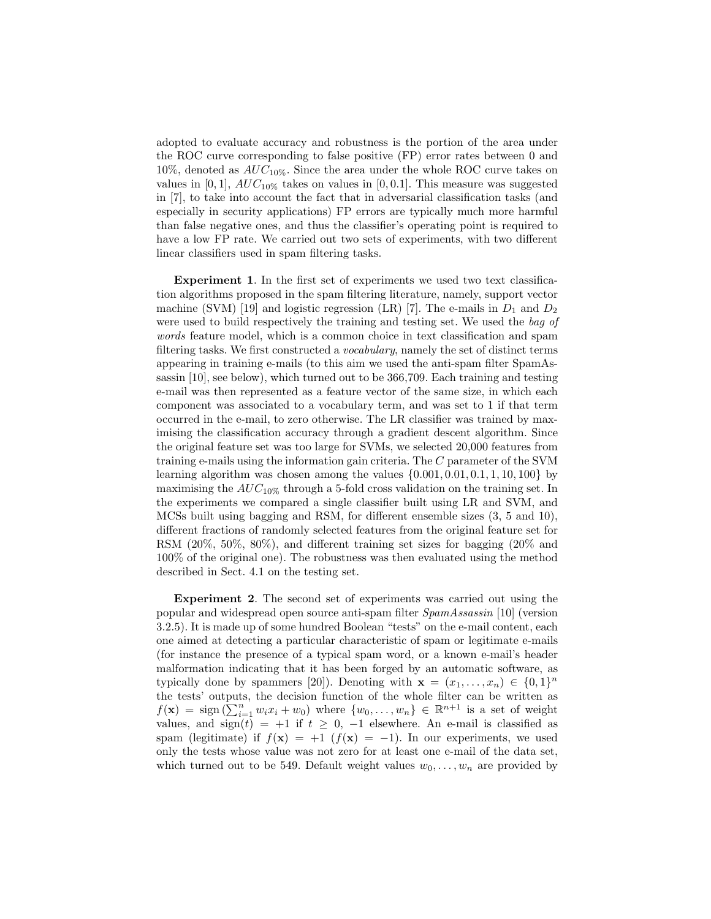adopted to evaluate accuracy and robustness is the portion of the area under the ROC curve corresponding to false positive (FP) error rates between 0 and 10%, denoted as $AUC_{10\%}$. Since the area under the whole ROC curve takes on values in $[0, 1]$, $AUC_{10\%}$ takes on values in $[0, 0.1]$. This measure was suggested in [7], to take into account the fact that in adversarial classification tasks (and especially in security applications) FP errors are typically much more harmful than false negative ones, and thus the classifier's operating point is required to have a low FP rate. We carried out two sets of experiments, with two different linear classifiers used in spam filtering tasks.

**Experiment 1**. In the first set of experiments we used two text classification algorithms proposed in the spam filtering literature, namely, support vector machine (SVM) [19] and logistic regression (LR) [7]. The e-mails in $D_1$ and $D_2$ were used to build respectively the training and testing set. We used the *bag of words* feature model, which is a common choice in text classification and spam filtering tasks. We first constructed a *vocabulary*, namely the set of distinct terms appearing in training e-mails (to this aim we used the anti-spam filter SpamAssassin [10], see below), which turned out to be 366,709. Each training and testing e-mail was then represented as a feature vector of the same size, in which each component was associated to a vocabulary term, and was set to 1 if that term occurred in the e-mail, to zero otherwise. The LR classifier was trained by maximising the classification accuracy through a gradient descent algorithm. Since the original feature set was too large for SVMs, we selected 20,000 features from training e-mails using the information gain criteria. The $C$ parameter of the SVM learning algorithm was chosen among the values $\{0.001, 0.01, 0.1, 1, 10, 100\}$ by maximising the $AUC_{10\%}$ through a 5-fold cross validation on the training set. In the experiments we compared a single classifier built using LR and SVM, and MCSs built using bagging and RSM, for different ensemble sizes (3, 5 and 10), different fractions of randomly selected features from the original feature set for RSM (20%, 50%, 80%), and different training set sizes for bagging (20% and 100% of the original one). The robustness was then evaluated using the method described in Sect. 4.1 on the testing set.

**Experiment 2**. The second set of experiments was carried out using the popular and widespread open source anti-spam filter *SpamAssassin* [10] (version 3.2.5). It is made up of some hundred Boolean "tests" on the e-mail content, each one aimed at detecting a particular characteristic of spam or legitimate e-mails (for instance the presence of a typical spam word, or a known e-mail's header malformation indicating that it has been forged by an automatic software, as typically done by spammers [20]). Denoting with $\mathbf{x} = (x_1, \ldots, x_n) \in \{0, 1\}^n$ the tests' outputs, the decision function of the whole filter can be written as $f(\mathbf{x}) = \text{sign}\left(\sum_{i=1}^{n} w_i x_i + w_0\right)$ where $\{w_0, \ldots, w_n\} \in \mathbb{R}^{n+1}$ is a set of weight values, and $\text{sign}(t) = +1$ if $t \geq 0$, $-1$ elsewhere. An e-mail is classified as spam (legitimate) if $f(\mathbf{x}) = +1$ ($f(\mathbf{x}) = -1$). In our experiments, we used only the tests whose value was not zero for at least one e-mail of the data set, which turned out to be 549. Default weight values $w_0, \ldots, w_n$ are provided by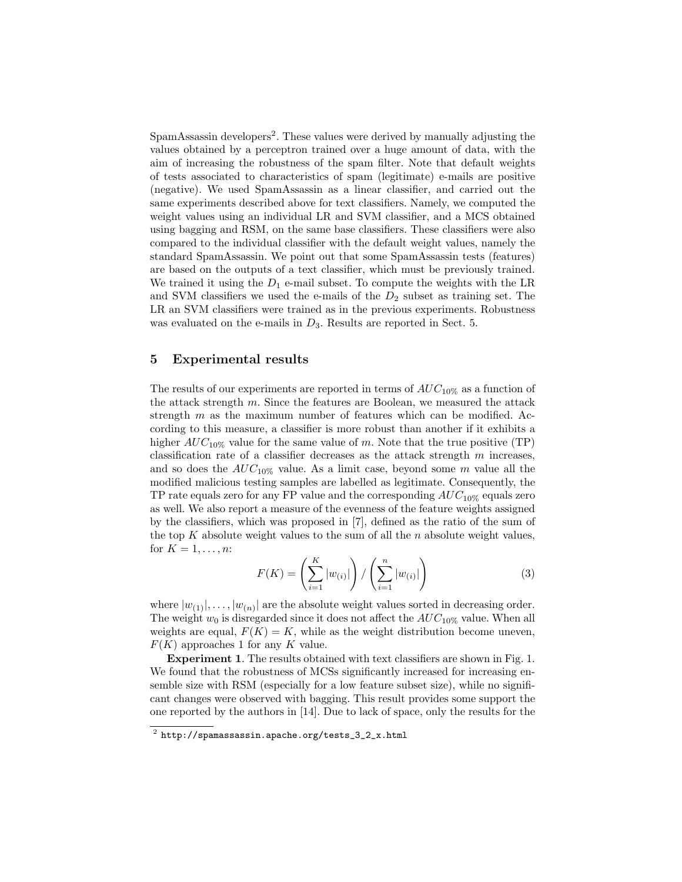SpamAssassin developers[2]. These values were derived by manually adjusting the values obtained by a perceptron trained over a huge amount of data, with the aim of increasing the robustness of the spam filter. Note that default weights of tests associated to characteristics of spam (legitimate) e-mails are positive (negative). We used SpamAssassin as a linear classifier, and carried out the same experiments described above for text classifiers. Namely, we computed the weight values using an individual LR and SVM classifier, and a MCS obtained using bagging and RSM, on the same base classifiers. These classifiers were also compared to the individual classifier with the default weight values, namely the standard SpamAssassin. We point out that some SpamAssassin tests (features) are based on the outputs of a text classifier, which must be previously trained. We trained it using the $D_1$ e-mail subset. To compute the weights with the LR and SVM classifiers we used the e-mails of the $D_2$ subset as training set. The LR an SVM classifiers were trained as in the previous experiments. Robustness was evaluated on the e-mails in $D_3$. Results are reported in Sect. 5.

## 5 Experimental results

The results of our experiments are reported in terms of $AUC_{10\%}$ as a function of the attack strength $m$. Since the features are Boolean, we measured the attack strength $m$ as the maximum number of features which can be modified. According to this measure, a classifier is more robust than another if it exhibits a higher $AUC_{10\%}$ value for the same value of $m$. Note that the true positive (TP) classification rate of a classifier decreases as the attack strength $m$ increases, and so does the $AUC_{10\%}$ value. As a limit case, beyond some $m$ value all the modified malicious testing samples are labelled as legitimate. Consequently, the TP rate equals zero for any FP value and the corresponding $AUC_{10\%}$ equals zero as well. We also report a measure of the evenness of the feature weights assigned by the classifiers, which was proposed in [7], defined as the ratio of the sum of the top $K$ absolute weight values to the sum of all the $n$ absolute weight values, for $K = 1, \ldots, n$:

$$F(K) = \left( \sum_{i=1}^{K} |w_{(i)}| \right) / \left( \sum_{i=1}^{n} |w_{(i)}| \right) \tag{3}$$

where $|w_{(1)}|, \ldots, |w_{(n)}|$ are the absolute weight values sorted in decreasing order. The weight $w_0$ is disregarded since it does not affect the $AUC_{10\%}$ value. When all weights are equal, $F(K) = K$, while as the weight distribution become uneven, $F(K)$ approaches 1 for any $K$ value.

**Experiment 1**. The results obtained with text classifiers are shown in Fig. 1. We found that the robustness of MCSs significantly increased for increasing ensemble size with RSM (especially for a low feature subset size), while no significant changes were observed with bagging. This result provides some support the one reported by the authors in [14]. Due to lack of space, only the results for the

[2] http://spamassassin.apache.org/tests_3_2_x.html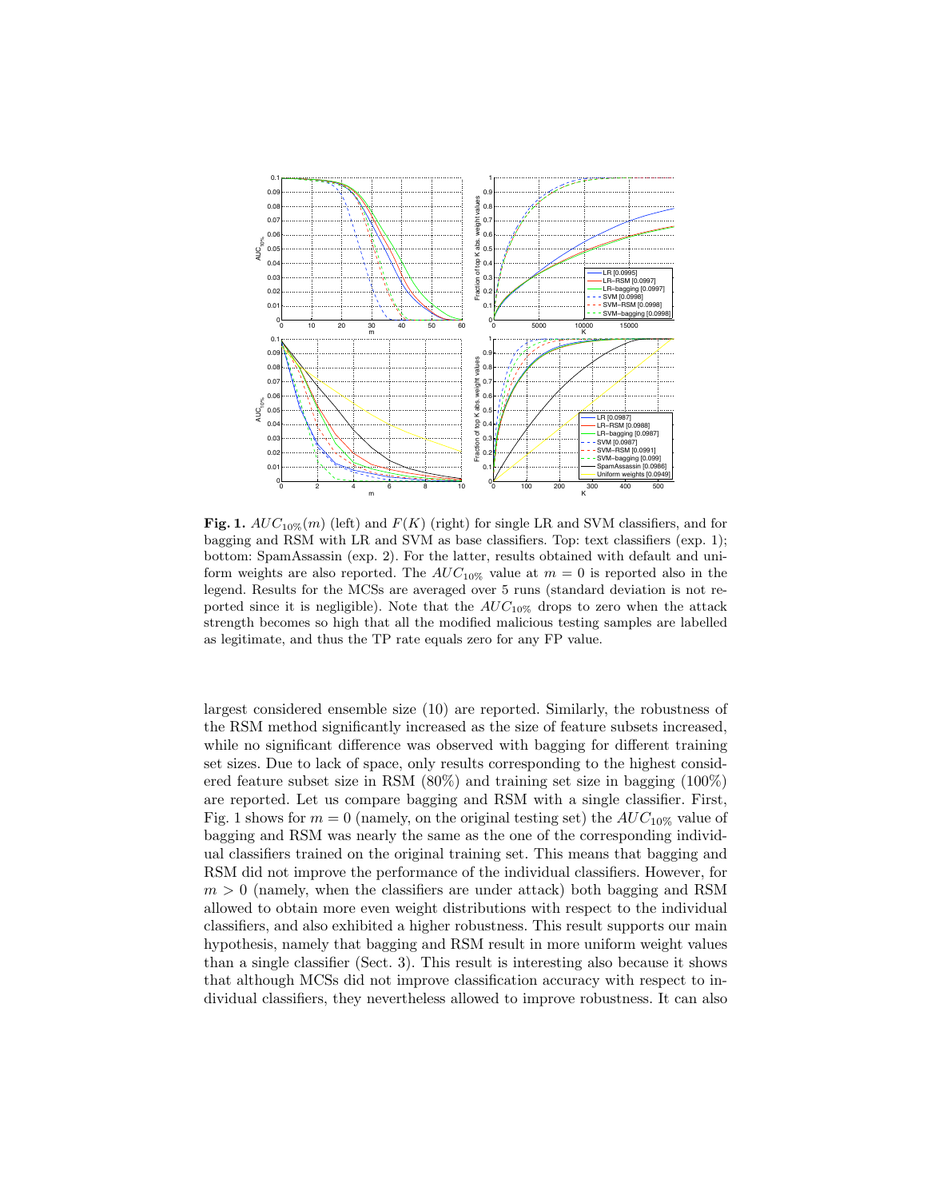**Fig. 1.** $AUC_{10\%}(m)$ (left) and $F(K)$ (right) for single LR and SVM classifiers, and for bagging and RSM with LR and SVM as base classifiers. Top: text classifiers (exp. 1); bottom: SpamAssassin (exp. 2). For the latter, results obtained with default and uniform weights are also reported. The $AUC_{10\%}$ value at $m = 0$ is reported also in the legend. Results for the MCSs are averaged over 5 runs (standard deviation is not reported since it is negligible). Note that the $AUC_{10\%}$ drops to zero when the attack strength becomes so high that all the modified malicious testing samples are labelled as legitimate, and thus the TP rate equals zero for any FP value.

largest considered ensemble size (10) are reported. Similarly, the robustness of the RSM method significantly increased as the size of feature subsets increased, while no significant difference was observed with bagging for different training set sizes. Due to lack of space, only results corresponding to the highest considered feature subset size in RSM (80%) and training set size in bagging (100%) are reported. Let us compare bagging and RSM with a single classifier. First, Fig. 1 shows for $m = 0$ (namely, on the original testing set) the $AUC_{10\%}$ value of bagging and RSM was nearly the same as the one of the corresponding individual classifiers trained on the original training set. This means that bagging and RSM did not improve the performance of the individual classifiers. However, for $m > 0$ (namely, when the classifiers are under attack) both bagging and RSM allowed to obtain more even weight distributions with respect to the individual classifiers, and also exhibited a higher robustness. This result supports our main hypothesis, namely that bagging and RSM result in more uniform weight values than a single classifier (Sect. 3). This result is interesting also because it shows that although MCSs did not improve classification accuracy with respect to individual classifiers, they nevertheless allowed to improve robustness. It can also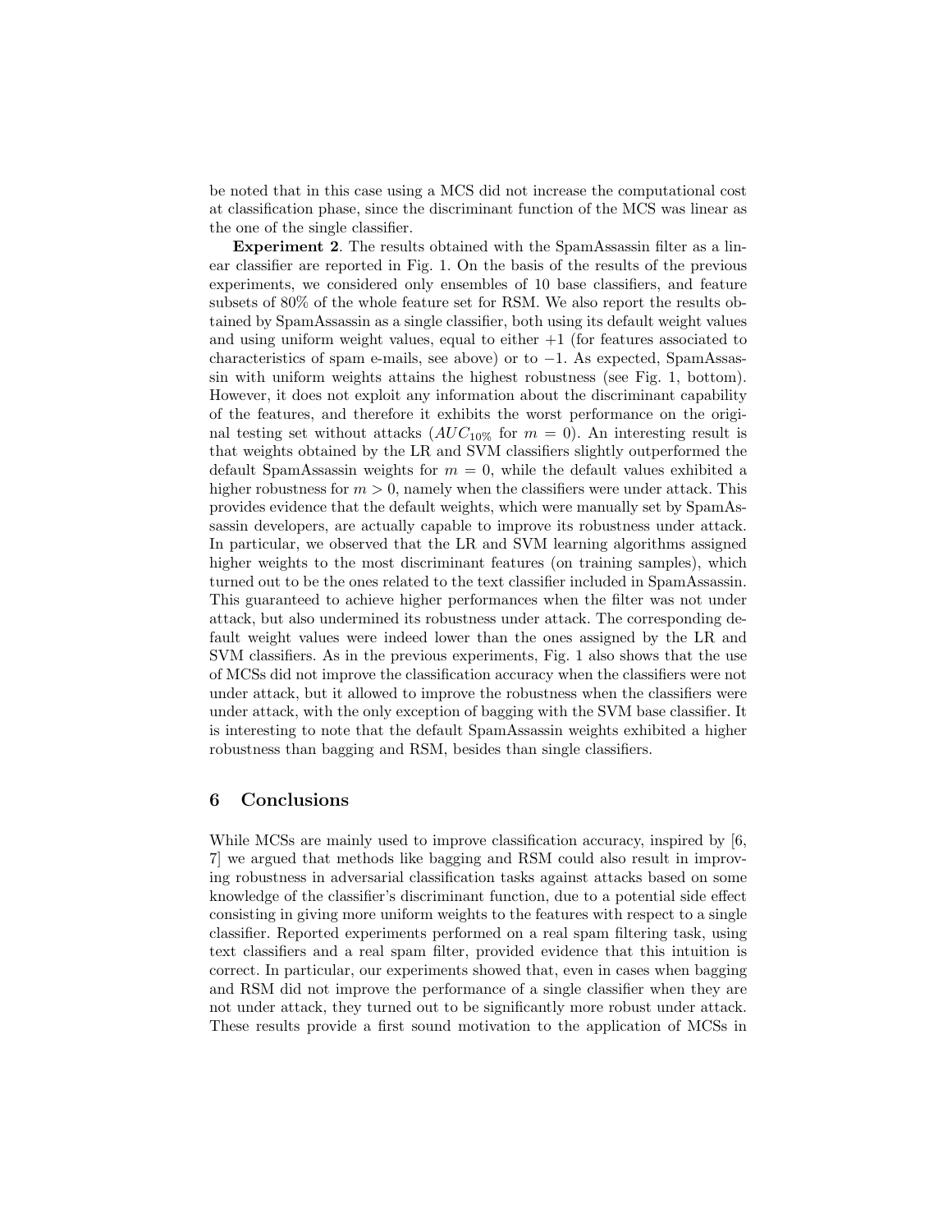be noted that in this case using a MCS did not increase the computational cost at classification phase, since the discriminant function of the MCS was linear as the one of the single classifier.

**Experiment 2**. The results obtained with the SpamAssassin filter as a linear classifier are reported in Fig. 1. On the basis of the results of the previous experiments, we considered only ensembles of 10 base classifiers, and feature subsets of 80% of the whole feature set for RSM. We also report the results obtained by SpamAssassin as a single classifier, both using its default weight values and using uniform weight values, equal to either $+1$ (for features associated to characteristics of spam e-mails, see above) or to $-1$. As expected, SpamAssassin with uniform weights attains the highest robustness (see Fig. 1, bottom). However, it does not exploit any information about the discriminant capability of the features, and therefore it exhibits the worst performance on the original testing set without attacks ($AUC_{10\%}$ for $m = 0$). An interesting result is that weights obtained by the LR and SVM classifiers slightly outperformed the default SpamAssassin weights for $m = 0$, while the default values exhibited a higher robustness for $m > 0$, namely when the classifiers were under attack. This provides evidence that the default weights, which were manually set by SpamAssassin developers, are actually capable to improve its robustness under attack. In particular, we observed that the LR and SVM learning algorithms assigned higher weights to the most discriminant features (on training samples), which turned out to be the ones related to the text classifier included in SpamAssassin. This guaranteed to achieve higher performances when the filter was not under attack, but also undermined its robustness under attack. The corresponding default weight values were indeed lower than the ones assigned by the LR and SVM classifiers. As in the previous experiments, Fig. 1 also shows that the use of MCSs did not improve the classification accuracy when the classifiers were not under attack, but it allowed to improve the robustness when the classifiers were under attack, with the only exception of bagging with the SVM base classifier. It is interesting to note that the default SpamAssassin weights exhibited a higher robustness than bagging and RSM, besides than single classifiers.

## 6 Conclusions

While MCSs are mainly used to improve classification accuracy, inspired by [6, 7] we argued that methods like bagging and RSM could also result in improving robustness in adversarial classification tasks against attacks based on some knowledge of the classifier's discriminant function, due to a potential side effect consisting in giving more uniform weights to the features with respect to a single classifier. Reported experiments performed on a real spam filtering task, using text classifiers and a real spam filter, provided evidence that this intuition is correct. In particular, our experiments showed that, even in cases when bagging and RSM did not improve the performance of a single classifier when they are not under attack, they turned out to be significantly more robust under attack. These results provide a first sound motivation to the application of MCSs in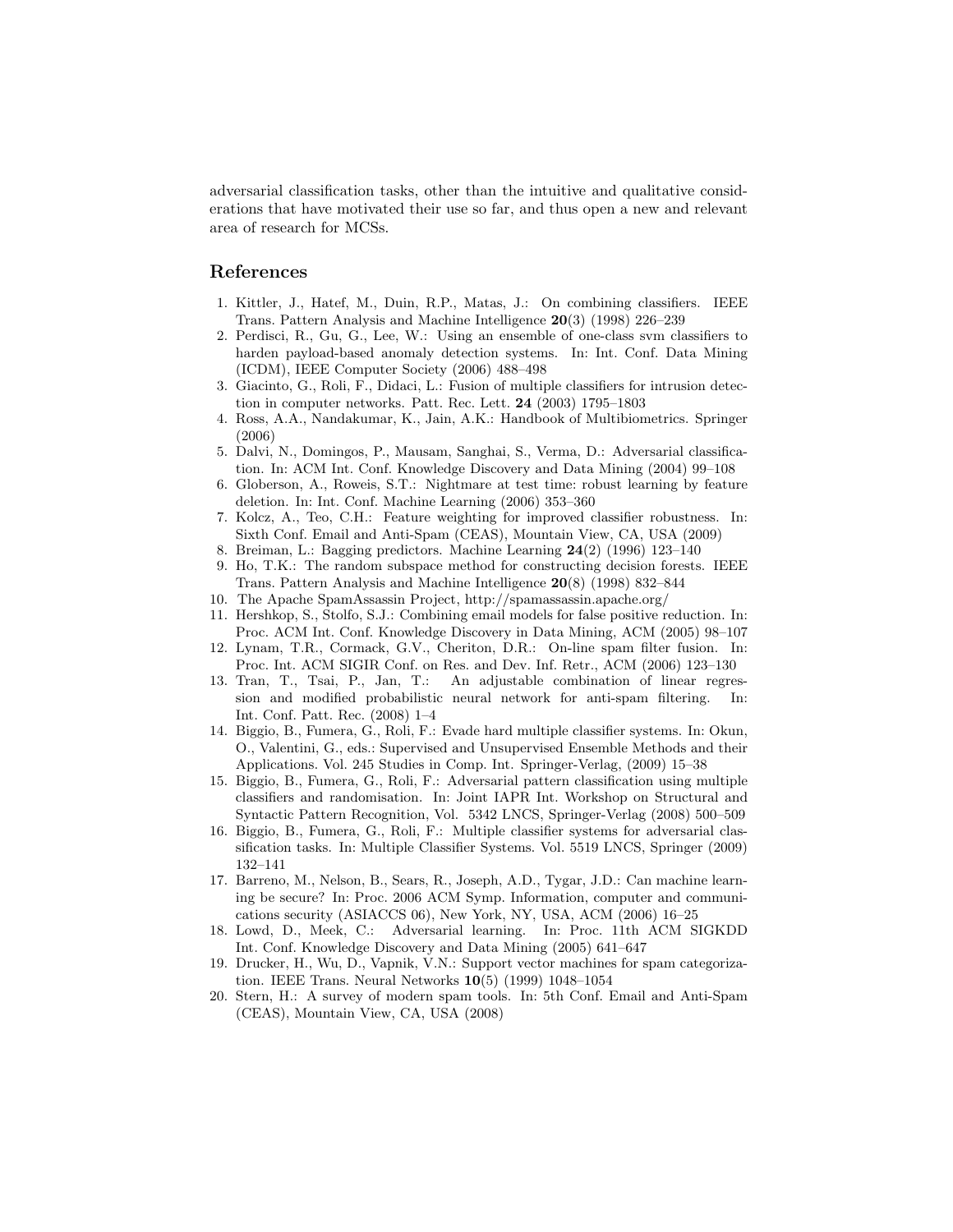adversarial classification tasks, other than the intuitive and qualitative considerations that have motivated their use so far, and thus open a new and relevant area of research for MCSs.

## References

1. Kittler, J., Hatef, M., Duin, R.P., Matas, J.: On combining classifiers. IEEE Trans. Pattern Analysis and Machine Intelligence **20**(3) (1998) 226–239
2. Perdisci, R., Gu, G., Lee, W.: Using an ensemble of one-class svm classifiers to harden payload-based anomaly detection systems. In: Int. Conf. Data Mining (ICDM), IEEE Computer Society (2006) 488–498
3. Giacinto, G., Roli, F., Didaci, L.: Fusion of multiple classifiers for intrusion detection in computer networks. Patt. Rec. Lett. **24** (2003) 1795–1803
4. Ross, A.A., Nandakumar, K., Jain, A.K.: Handbook of Multibiometrics. Springer (2006)
5. Dalvi, N., Domingos, P., Mausam, Sanghai, S., Verma, D.: Adversarial classification. In: ACM Int. Conf. Knowledge Discovery and Data Mining (2004) 99–108
6. Globerson, A., Roweis, S.T.: Nightmare at test time: robust learning by feature deletion. In: Int. Conf. Machine Learning (2006) 353–360
7. Kolcz, A., Teo, C.H.: Feature weighting for improved classifier robustness. In: Sixth Conf. Email and Anti-Spam (CEAS), Mountain View, CA, USA (2009)
8. Breiman, L.: Bagging predictors. Machine Learning **24**(2) (1996) 123–140
9. Ho, T.K.: The random subspace method for constructing decision forests. IEEE Trans. Pattern Analysis and Machine Intelligence **20**(8) (1998) 832–844
10. The Apache SpamAssassin Project, http://spamassassin.apache.org/
11. Hershkop, S., Stolfo, S.J.: Combining email models for false positive reduction. In: Proc. ACM Int. Conf. Knowledge Discovery in Data Mining, ACM (2005) 98–107
12. Lynam, T.R., Cormack, G.V., Cheriton, D.R.: On-line spam filter fusion. In: Proc. Int. ACM SIGIR Conf. on Res. and Dev. Inf. Retr., ACM (2006) 123–130
13. Tran, T., Tsai, P., Jan, T.: An adjustable combination of linear regression and modified probabilistic neural network for anti-spam filtering. In: Int. Conf. Patt. Rec. (2008) 1–4
14. Biggio, B., Fumera, G., Roli, F.: Evade hard multiple classifier systems. In: Okun, O., Valentini, G., eds.: Supervised and Unsupervised Ensemble Methods and their Applications. Vol. 245 Studies in Comp. Int. Springer-Verlag, (2009) 15–38
15. Biggio, B., Fumera, G., Roli, F.: Adversarial pattern classification using multiple classifiers and randomisation. In: Joint IAPR Int. Workshop on Structural and Syntactic Pattern Recognition, Vol. 5342 LNCS, Springer-Verlag (2008) 500–509
16. Biggio, B., Fumera, G., Roli, F.: Multiple classifier systems for adversarial classification tasks. In: Multiple Classifier Systems. Vol. 5519 LNCS, Springer (2009) 132–141
17. Barreno, M., Nelson, B., Sears, R., Joseph, A.D., Tygar, J.D.: Can machine learning be secure? In: Proc. 2006 ACM Symp. Information, computer and communications security (ASIACCS 06), New York, NY, USA, ACM (2006) 16–25
18. Lowd, D., Meek, C.: Adversarial learning. In: Proc. 11th ACM SIGKDD Int. Conf. Knowledge Discovery and Data Mining (2005) 641–647
19. Drucker, H., Wu, D., Vapnik, V.N.: Support vector machines for spam categorization. IEEE Trans. Neural Networks **10**(5) (1999) 1048–1054
20. Stern, H.: A survey of modern spam tools. In: 5th Conf. Email and Anti-Spam (CEAS), Mountain View, CA, USA (2008)